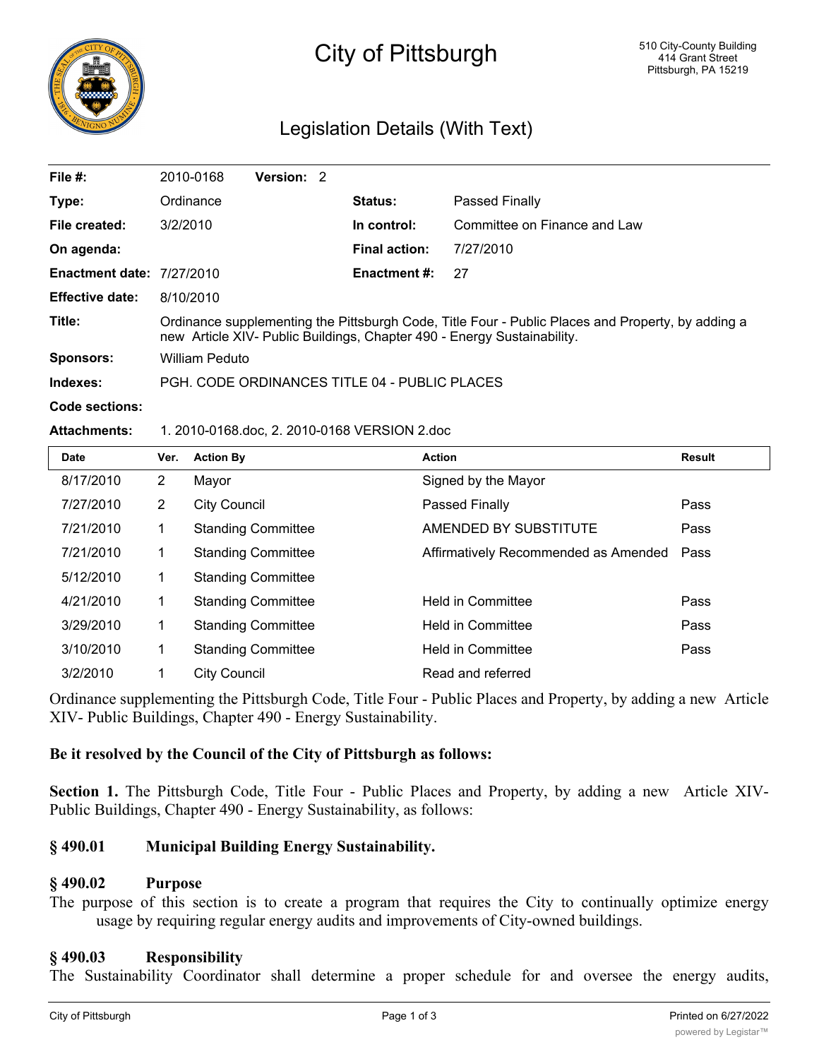# City of Pittsburgh

510 City-County Building
414 Grant Street
Pittsburgh, PA 15219

## Legislation Details (With Text)

| | | | |
|---|---|---|---|
| **File #:** | 2010-0168 **Version:** 2 | | |
| **Type:** | Ordinance | **Status:** | Passed Finally |
| **File created:** | 3/2/2010 | **In control:** | Committee on Finance and Law |
| **On agenda:** | | **Final action:** | 7/27/2010 |
| **Enactment date:** | 7/27/2010 | **Enactment #:** | 27 |
| **Effective date:** | 8/10/2010 | | |

**Title:** Ordinance supplementing the Pittsburgh Code, Title Four - Public Places and Property, by adding a new Article XIV- Public Buildings, Chapter 490 - Energy Sustainability.

**Sponsors:** William Peduto

**Indexes:** PGH. CODE ORDINANCES TITLE 04 - PUBLIC PLACES

**Code sections:**

**Attachments:** 1. 2010-0168.doc, 2. 2010-0168 VERSION 2.doc

| Date | Ver. | Action By | Action | Result |
|---|---|---|---|---|
| 8/17/2010 | 2 | Mayor | Signed by the Mayor | |
| 7/27/2010 | 2 | City Council | Passed Finally | Pass |
| 7/21/2010 | 1 | Standing Committee | AMENDED BY SUBSTITUTE | Pass |
| 7/21/2010 | 1 | Standing Committee | Affirmatively Recommended as Amended | Pass |
| 5/12/2010 | 1 | Standing Committee | | |
| 4/21/2010 | 1 | Standing Committee | Held in Committee | Pass |
| 3/29/2010 | 1 | Standing Committee | Held in Committee | Pass |
| 3/10/2010 | 1 | Standing Committee | Held in Committee | Pass |
| 3/2/2010 | 1 | City Council | Read and referred | |

Ordinance supplementing the Pittsburgh Code, Title Four - Public Places and Property, by adding a new Article XIV- Public Buildings, Chapter 490 - Energy Sustainability.

**Be it resolved by the Council of the City of Pittsburgh as follows:**

**Section 1.** The Pittsburgh Code, Title Four - Public Places and Property, by adding a new Article XIV- Public Buildings, Chapter 490 - Energy Sustainability, as follows:

**§ 490.01 Municipal Building Energy Sustainability.**

**§ 490.02 Purpose**

The purpose of this section is to create a program that requires the City to continually optimize energy usage by requiring regular energy audits and improvements of City-owned buildings.

**§ 490.03 Responsibility**

The Sustainability Coordinator shall determine a proper schedule for and oversee the energy audits,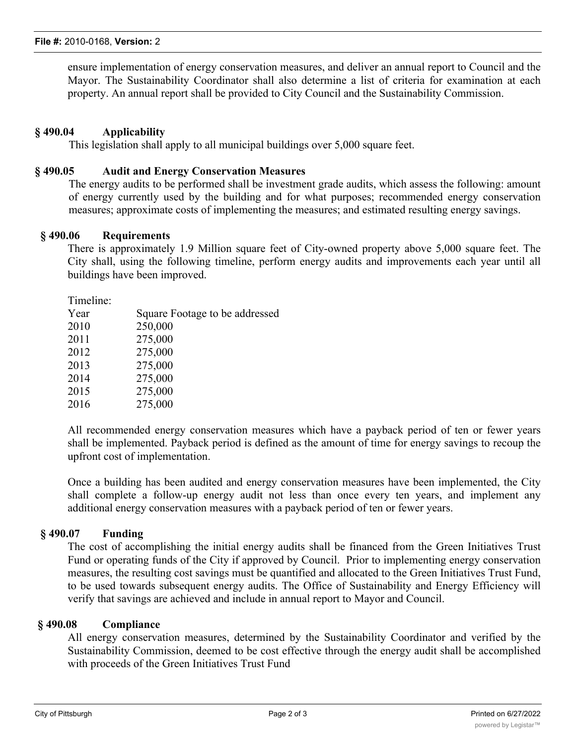ensure implementation of energy conservation measures, and deliver an annual report to Council and the Mayor. The Sustainability Coordinator shall also determine a list of criteria for examination at each property. An annual report shall be provided to City Council and the Sustainability Commission.

### § 490.04 Applicability

This legislation shall apply to all municipal buildings over 5,000 square feet.

### § 490.05 Audit and Energy Conservation Measures

The energy audits to be performed shall be investment grade audits, which assess the following: amount of energy currently used by the building and for what purposes; recommended energy conservation measures; approximate costs of implementing the measures; and estimated resulting energy savings.

### § 490.06 Requirements

There is approximately 1.9 Million square feet of City-owned property above 5,000 square feet. The City shall, using the following timeline, perform energy audits and improvements each year until all buildings have been improved.

Timeline:

| Year | Square Footage to be addressed |
|---|---|
| 2010 | 250,000 |
| 2011 | 275,000 |
| 2012 | 275,000 |
| 2013 | 275,000 |
| 2014 | 275,000 |
| 2015 | 275,000 |
| 2016 | 275,000 |

All recommended energy conservation measures which have a payback period of ten or fewer years shall be implemented. Payback period is defined as the amount of time for energy savings to recoup the upfront cost of implementation.

Once a building has been audited and energy conservation measures have been implemented, the City shall complete a follow-up energy audit not less than once every ten years, and implement any additional energy conservation measures with a payback period of ten or fewer years.

### § 490.07 Funding

The cost of accomplishing the initial energy audits shall be financed from the Green Initiatives Trust Fund or operating funds of the City if approved by Council. Prior to implementing energy conservation measures, the resulting cost savings must be quantified and allocated to the Green Initiatives Trust Fund, to be used towards subsequent energy audits. The Office of Sustainability and Energy Efficiency will verify that savings are achieved and include in annual report to Mayor and Council.

### § 490.08 Compliance

All energy conservation measures, determined by the Sustainability Coordinator and verified by the Sustainability Commission, deemed to be cost effective through the energy audit shall be accomplished with proceeds of the Green Initiatives Trust Fund